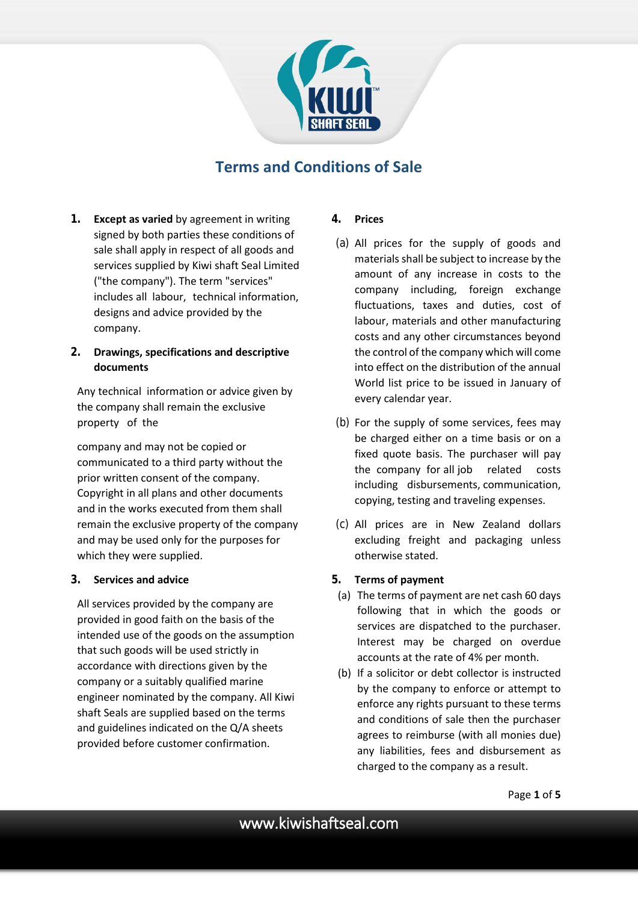# Terms and Conditions of Sale

1. **Except as varied** by agreement in writing signed by both parties these conditions of sale shall apply in respect of all goods and services supplied by Kiwi shaft Seal Limited ("the company"). The term "services" includes all labour, technical information, designs and advice provided by the company.

2. **Drawings, specifications and descriptive documents**

Any technical information or advice given by the company shall remain the exclusive property of the company and may not be copied or communicated to a third party without the prior written consent of the company. Copyright in all plans and other documents and in the works executed from them shall remain the exclusive property of the company and may be used only for the purposes for which they were supplied.

3. **Services and advice**

All services provided by the company are provided in good faith on the basis of the intended use of the goods on the assumption that such goods will be used strictly in accordance with directions given by the company or a suitably qualified marine engineer nominated by the company. All Kiwi shaft Seals are supplied based on the terms and guidelines indicated on the Q/A sheets provided before customer confirmation.

4. **Prices**

(a) All prices for the supply of goods and materials shall be subject to increase by the amount of any increase in costs to the company including, foreign exchange fluctuations, taxes and duties, cost of labour, materials and other manufacturing costs and any other circumstances beyond the control of the company which will come into effect on the distribution of the annual World list price to be issued in January of every calendar year.

(b) For the supply of some services, fees may be charged either on a time basis or on a fixed quote basis. The purchaser will pay the company for all job related costs including disbursements, communication, copying, testing and traveling expenses.

(c) All prices are in New Zealand dollars excluding freight and packaging unless otherwise stated.

5. **Terms of payment**

(a) The terms of payment are net cash 60 days following that in which the goods or services are dispatched to the purchaser. Interest may be charged on overdue accounts at the rate of 4% per month.

(b) If a solicitor or debt collector is instructed by the company to enforce or attempt to enforce any rights pursuant to these terms and conditions of sale then the purchaser agrees to reimburse (with all monies due) any liabilities, fees and disbursement as charged to the company as a result.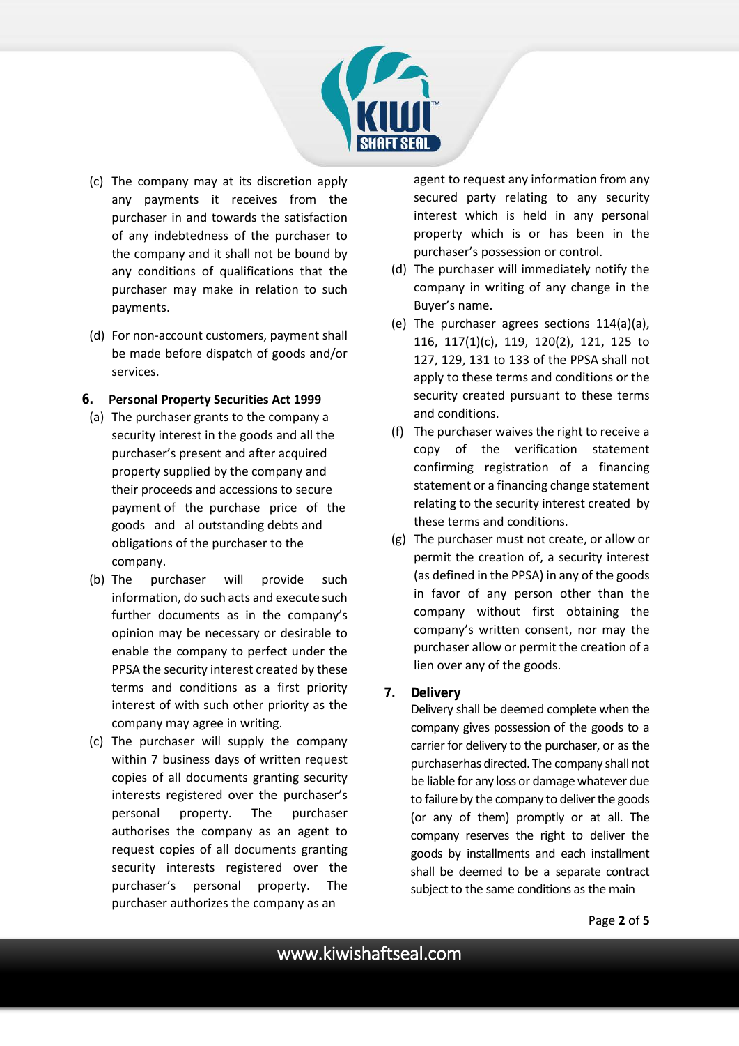(c) The company may at its discretion apply any payments it receives from the purchaser in and towards the satisfaction of any indebtedness of the purchaser to the company and it shall not be bound by any conditions of qualifications that the purchaser may make in relation to such payments.

(d) For non-account customers, payment shall be made before dispatch of goods and/or services.

## 6. Personal Property Securities Act 1999

(a) The purchaser grants to the company a security interest in the goods and all the purchaser's present and after acquired property supplied by the company and their proceeds and accessions to secure payment of the purchase price of the goods and al outstanding debts and obligations of the purchaser to the company.

(b) The purchaser will provide such information, do such acts and execute such further documents as in the company's opinion may be necessary or desirable to enable the company to perfect under the PPSA the security interest created by these terms and conditions as a first priority interest of with such other priority as the company may agree in writing.

(c) The purchaser will supply the company within 7 business days of written request copies of all documents granting security interests registered over the purchaser's personal property. The purchaser authorises the company as an agent to request copies of all documents granting security interests registered over the purchaser's personal property. The purchaser authorizes the company as an agent to request any information from any secured party relating to any security interest which is held in any personal property which is or has been in the purchaser's possession or control.

(d) The purchaser will immediately notify the company in writing of any change in the Buyer's name.

(e) The purchaser agrees sections 114(a)(a), 116, 117(1)(c), 119, 120(2), 121, 125 to 127, 129, 131 to 133 of the PPSA shall not apply to these terms and conditions or the security created pursuant to these terms and conditions.

(f) The purchaser waives the right to receive a copy of the verification statement confirming registration of a financing statement or a financing change statement relating to the security interest created by these terms and conditions.

(g) The purchaser must not create, or allow or permit the creation of, a security interest (as defined in the PPSA) in any of the goods in favor of any person other than the company without first obtaining the company's written consent, nor may the purchaser allow or permit the creation of a lien over any of the goods.

## 7. Delivery

Delivery shall be deemed complete when the company gives possession of the goods to a carrier for delivery to the purchaser, or as the purchaserhas directed. The company shall not be liable for any loss or damage whatever due to failure by the company to deliver the goods (or any of them) promptly or at all. The company reserves the right to deliver the goods by installments and each installment shall be deemed to be a separate contract subject to the same conditions as the main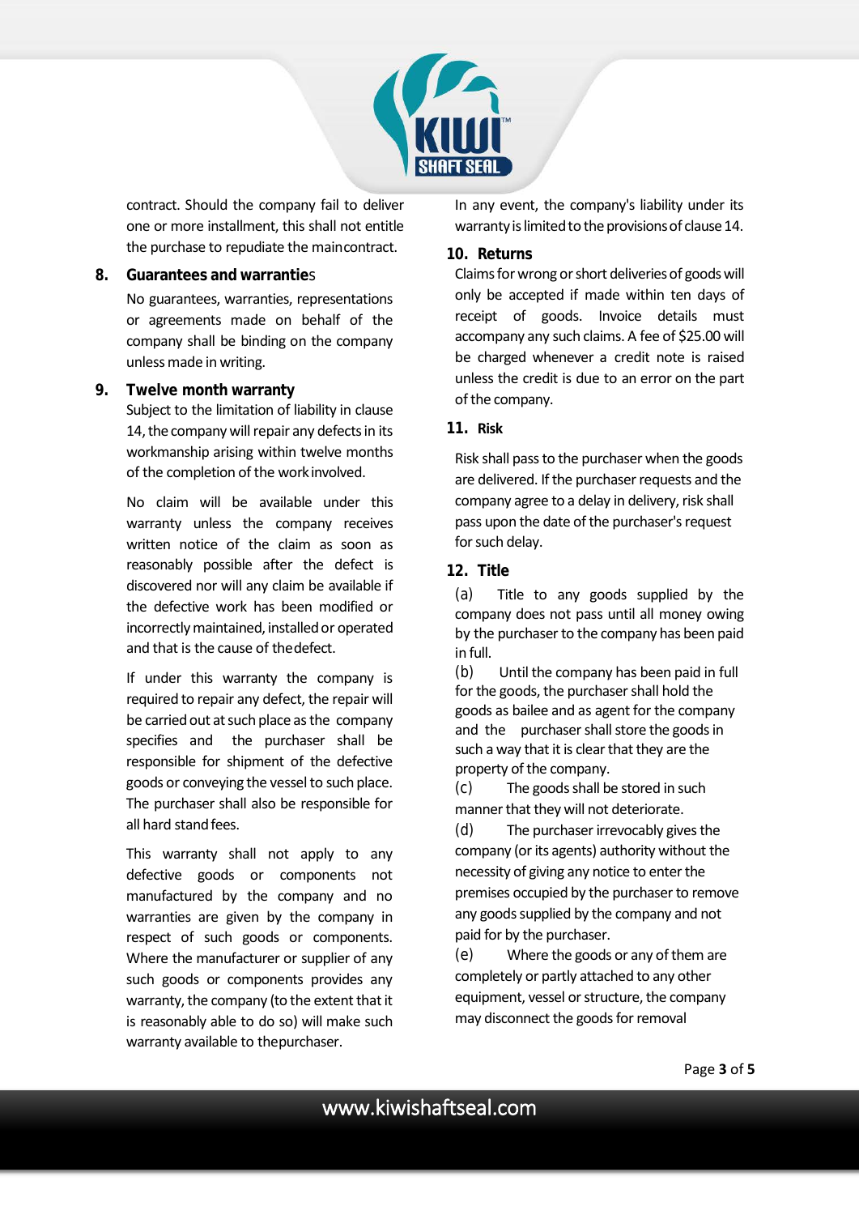contract. Should the company fail to deliver one or more installment, this shall not entitle the purchase to repudiate the main contract.

## 8. Guarantees and warranties

No guarantees, warranties, representations or agreements made on behalf of the company shall be binding on the company unless made in writing.

## 9. Twelve month warranty

Subject to the limitation of liability in clause 14, the company will repair any defects in its workmanship arising within twelve months of the completion of the work involved.

No claim will be available under this warranty unless the company receives written notice of the claim as soon as reasonably possible after the defect is discovered nor will any claim be available if the defective work has been modified or incorrectly maintained, installed or operated and that is the cause of the defect.

If under this warranty the company is required to repair any defect, the repair will be carried out at such place as the company specifies and the purchaser shall be responsible for shipment of the defective goods or conveying the vessel to such place. The purchaser shall also be responsible for all hard stand fees.

This warranty shall not apply to any defective goods or components not manufactured by the company and no warranties are given by the company in respect of such goods or components. Where the manufacturer or supplier of any such goods or components provides any warranty, the company (to the extent that it is reasonably able to do so) will make such warranty available to the purchaser.

In any event, the company's liability under its warranty is limited to the provisions of clause 14.

## 10. Returns

Claims for wrong or short deliveries of goods will only be accepted if made within ten days of receipt of goods. Invoice details must accompany any such claims. A fee of $25.00 will be charged whenever a credit note is raised unless the credit is due to an error on the part of the company.

## 11. Risk

Risk shall pass to the purchaser when the goods are delivered. If the purchaser requests and the company agree to a delay in delivery, risk shall pass upon the date of the purchaser's request for such delay.

## 12. Title

(a) Title to any goods supplied by the company does not pass until all money owing by the purchaser to the company has been paid in full.

(b) Until the company has been paid in full for the goods, the purchaser shall hold the goods as bailee and as agent for the company and the purchaser shall store the goods in such a way that it is clear that they are the property of the company.

(c) The goods shall be stored in such manner that they will not deteriorate.

(d) The purchaser irrevocably gives the company (or its agents) authority without the necessity of giving any notice to enter the premises occupied by the purchaser to remove any goods supplied by the company and not paid for by the purchaser.

(e) Where the goods or any of them are completely or partly attached to any other equipment, vessel or structure, the company may disconnect the goods for removal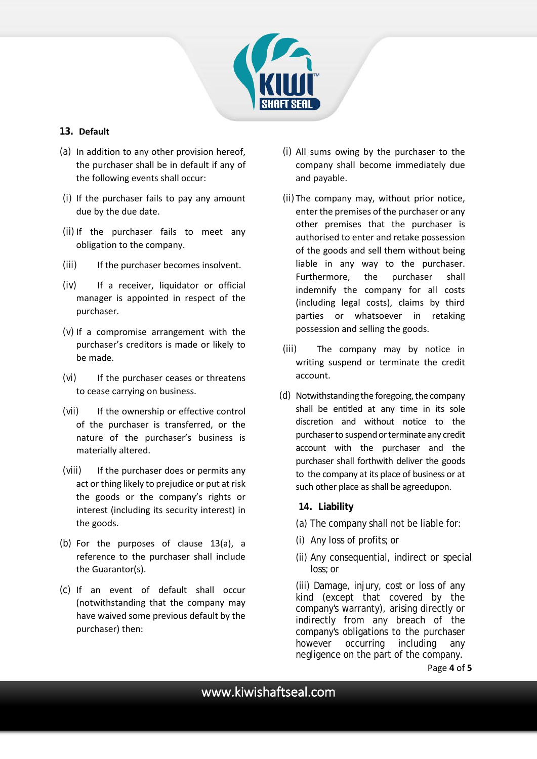## 13. Default

(a) In addition to any other provision hereof, the purchaser shall be in default if any of the following events shall occur:

(i) If the purchaser fails to pay any amount due by the due date.

(ii) If the purchaser fails to meet any obligation to the company.

(iii) If the purchaser becomes insolvent.

(iv) If a receiver, liquidator or official manager is appointed in respect of the purchaser.

(v) If a compromise arrangement with the purchaser's creditors is made or likely to be made.

(vi) If the purchaser ceases or threatens to cease carrying on business.

(vii) If the ownership or effective control of the purchaser is transferred, or the nature of the purchaser's business is materially altered.

(viii) If the purchaser does or permits any act or thing likely to prejudice or put at risk the goods or the company's rights or interest (including its security interest) in the goods.

(b) For the purposes of clause 13(a), a reference to the purchaser shall include the Guarantor(s).

(c) If an event of default shall occur (notwithstanding that the company may have waived some previous default by the purchaser) then:

(i) All sums owing by the purchaser to the company shall become immediately due and payable.

(ii) The company may, without prior notice, enter the premises of the purchaser or any other premises that the purchaser is authorised to enter and retake possession of the goods and sell them without being liable in any way to the purchaser. Furthermore, the purchaser shall indemnify the company for all costs (including legal costs), claims by third parties or whatsoever in retaking possession and selling the goods.

(iii) The company may by notice in writing suspend or terminate the credit account.

(d) Notwithstanding the foregoing, the company shall be entitled at any time in its sole discretion and without notice to the purchaser to suspend or terminate any credit account with the purchaser and the purchaser shall forthwith deliver the goods to the company at its place of business or at such other place as shall be agreedupon.

## 14. Liability

(a) The company shall not be liable for:

(i) Any loss of profits; or

(ii) Any consequential, indirect or special loss; or

(iii) Damage, injury, cost or loss of any kind (except that covered by the company's warranty), arising directly or indirectly from any breach of the company's obligations to the purchaser however occurring including any negligence on the part of the company.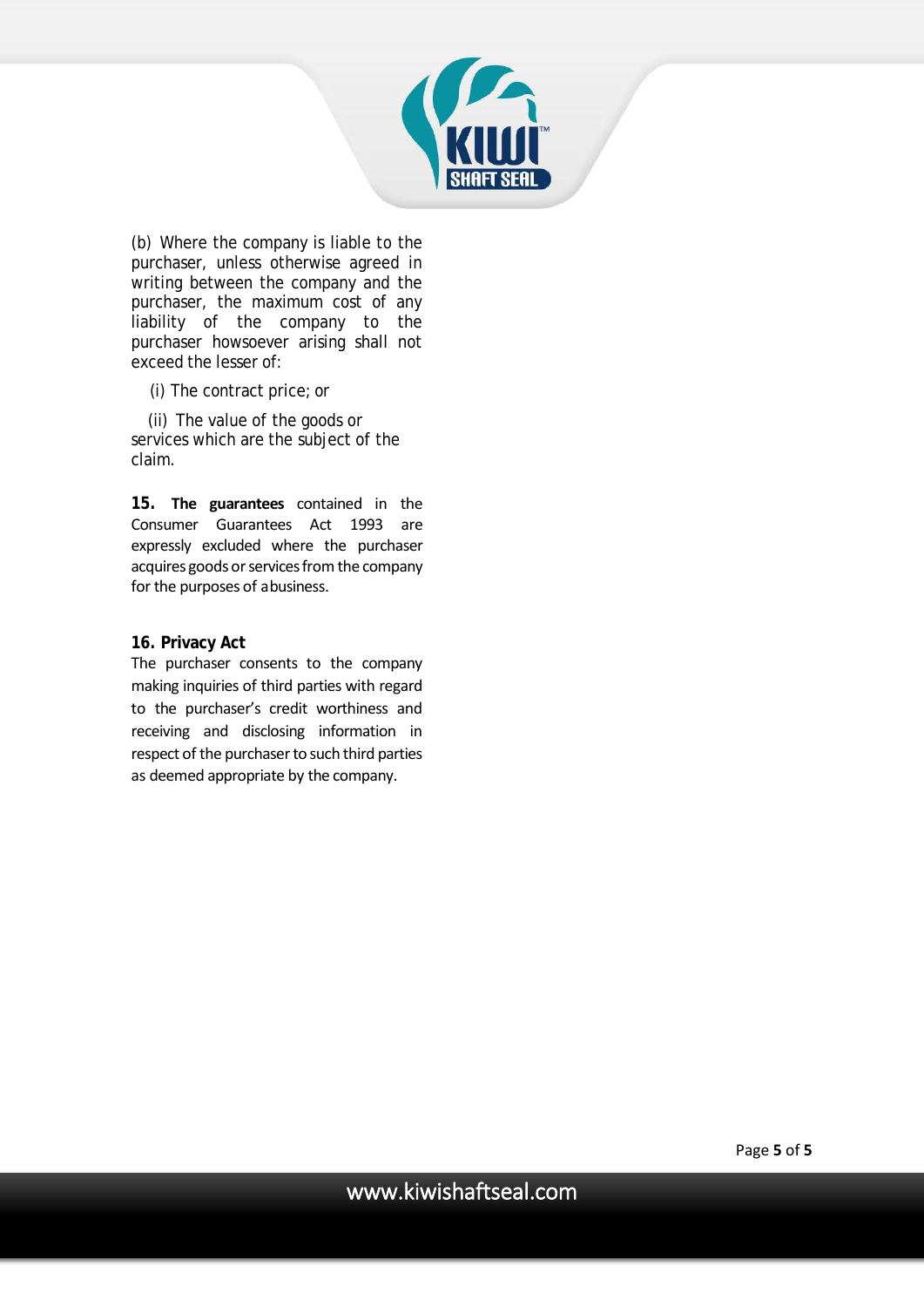(b) Where the company is liable to the purchaser, unless otherwise agreed in writing between the company and the purchaser, the maximum cost of any liability of the company to the purchaser howsoever arising shall not exceed the lesser of:

(i) The contract price; or

(ii) The value of the goods or services which are the subject of the claim.

**15. The guarantees** contained in the Consumer Guarantees Act 1993 are expressly excluded where the purchaser acquires goods or services from the company for the purposes of abusiness.

**16. Privacy Act**

The purchaser consents to the company making inquiries of third parties with regard to the purchaser's credit worthiness and receiving and disclosing information in respect of the purchaser to such third parties as deemed appropriate by the company.